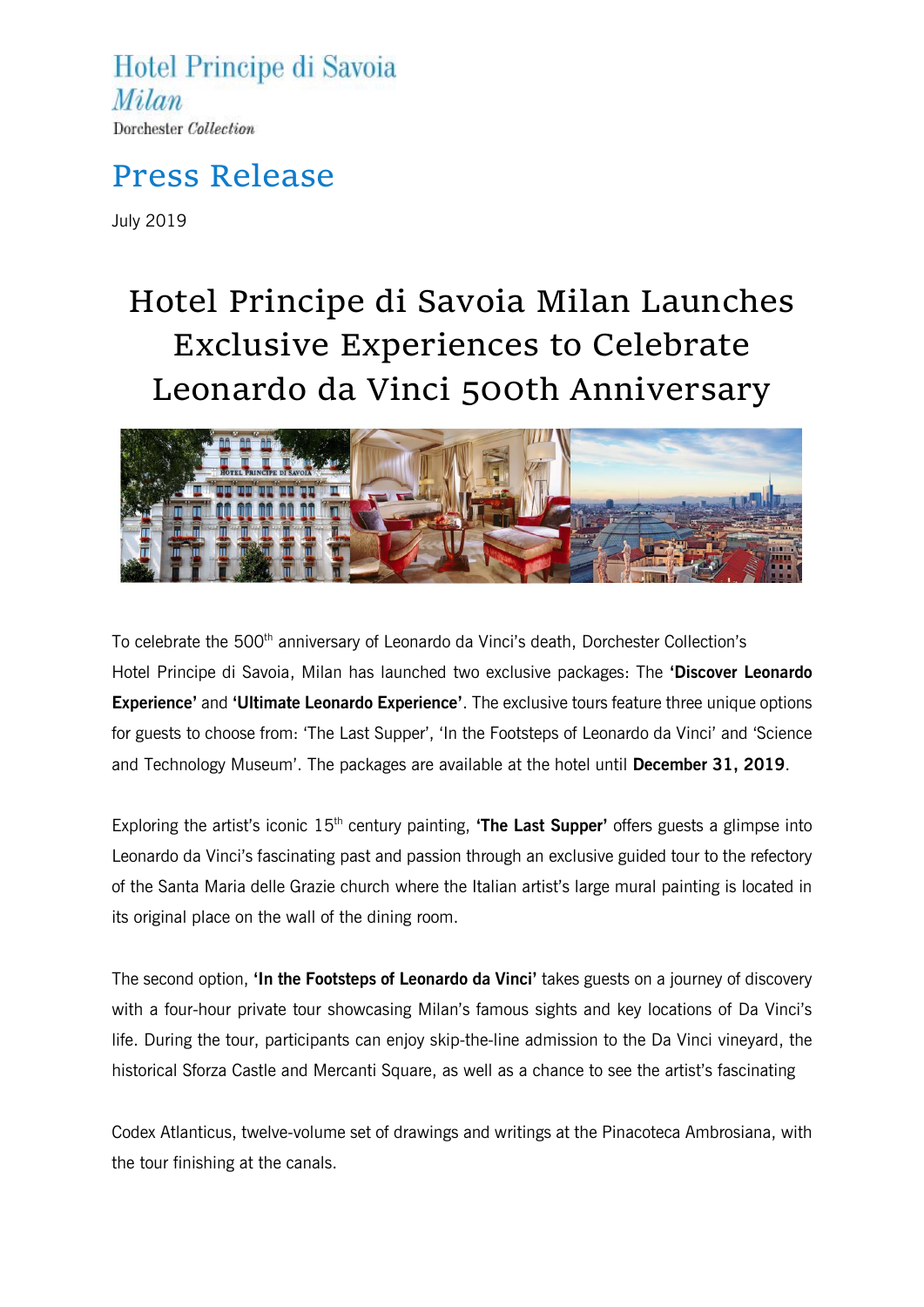Hotel Principe di Savoia
*Milan*
Dorchester *Collection*

# Press Release

July 2019

## Hotel Principe di Savoia Milan Launches Exclusive Experiences to Celebrate Leonardo da Vinci 500th Anniversary

To celebrate the 500th anniversary of Leonardo da Vinci's death, Dorchester Collection's Hotel Principe di Savoia, Milan has launched two exclusive packages: The **'Discover Leonardo Experience'** and **'Ultimate Leonardo Experience'**. The exclusive tours feature three unique options for guests to choose from: 'The Last Supper', 'In the Footsteps of Leonardo da Vinci' and 'Science and Technology Museum'. The packages are available at the hotel until **December 31, 2019**.

Exploring the artist's iconic 15th century painting, **'The Last Supper'** offers guests a glimpse into Leonardo da Vinci's fascinating past and passion through an exclusive guided tour to the refectory of the Santa Maria delle Grazie church where the Italian artist's large mural painting is located in its original place on the wall of the dining room.

The second option, **'In the Footsteps of Leonardo da Vinci'** takes guests on a journey of discovery with a four-hour private tour showcasing Milan's famous sights and key locations of Da Vinci's life. During the tour, participants can enjoy skip-the-line admission to the Da Vinci vineyard, the historical Sforza Castle and Mercanti Square, as well as a chance to see the artist's fascinating

Codex Atlanticus, twelve-volume set of drawings and writings at the Pinacoteca Ambrosiana, with the tour finishing at the canals.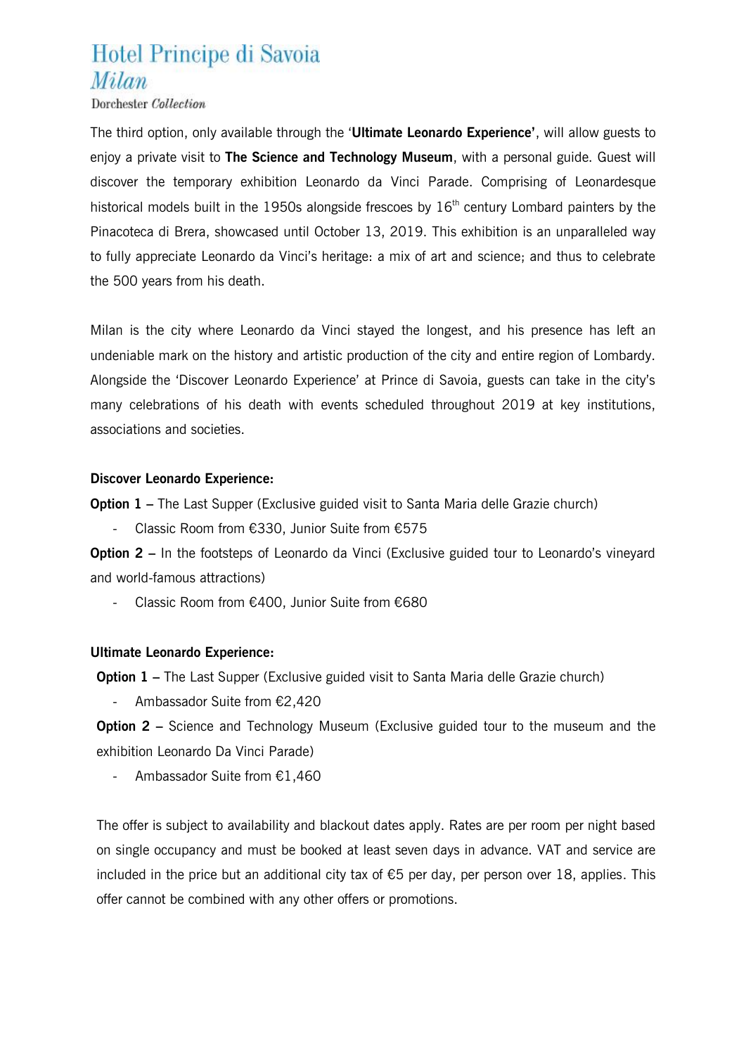The third option, only available through the '**Ultimate Leonardo Experience'**, will allow guests to enjoy a private visit to **The Science and Technology Museum**, with a personal guide. Guest will discover the temporary exhibition Leonardo da Vinci Parade. Comprising of Leonardesque historical models built in the 1950s alongside frescoes by 16th century Lombard painters by the Pinacoteca di Brera, showcased until October 13, 2019. This exhibition is an unparalleled way to fully appreciate Leonardo da Vinci's heritage: a mix of art and science; and thus to celebrate the 500 years from his death.

Milan is the city where Leonardo da Vinci stayed the longest, and his presence has left an undeniable mark on the history and artistic production of the city and entire region of Lombardy. Alongside the 'Discover Leonardo Experience' at Prince di Savoia, guests can take in the city's many celebrations of his death with events scheduled throughout 2019 at key institutions, associations and societies.

**Discover Leonardo Experience:**

**Option 1 –** The Last Supper (Exclusive guided visit to Santa Maria delle Grazie church)

- Classic Room from €330, Junior Suite from €575

**Option 2 –** In the footsteps of Leonardo da Vinci (Exclusive guided tour to Leonardo's vineyard and world-famous attractions)

- Classic Room from €400, Junior Suite from €680

**Ultimate Leonardo Experience:**

**Option 1 –** The Last Supper (Exclusive guided visit to Santa Maria delle Grazie church)

- Ambassador Suite from €2,420

**Option 2 –** Science and Technology Museum (Exclusive guided tour to the museum and the exhibition Leonardo Da Vinci Parade)

- Ambassador Suite from €1,460

The offer is subject to availability and blackout dates apply. Rates are per room per night based on single occupancy and must be booked at least seven days in advance. VAT and service are included in the price but an additional city tax of €5 per day, per person over 18, applies. This offer cannot be combined with any other offers or promotions.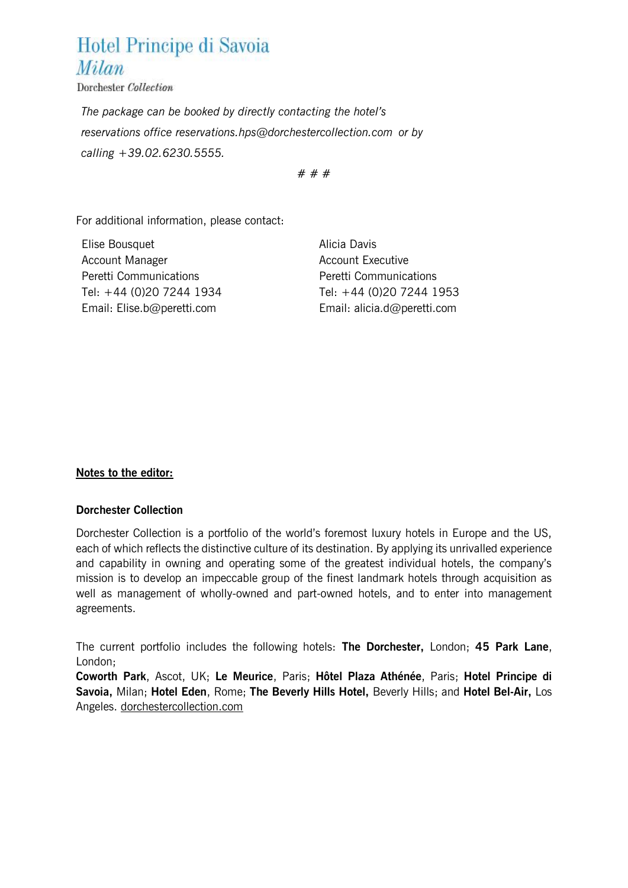Hotel Principe di Savoia
*Milan*
Dorchester *Collection*

*The package can be booked by directly contacting the hotel's reservations office reservations.hps@dorchestercollection.com or by calling +39.02.6230.5555.*

# # #

For additional information, please contact:

Elise Bousquet
Account Manager
Peretti Communications
Tel: +44 (0)20 7244 1934
Email: Elise.b@peretti.com

Alicia Davis
Account Executive
Peretti Communications
Tel: +44 (0)20 7244 1953
Email: alicia.d@peretti.com

**Notes to the editor:**

**Dorchester Collection**

Dorchester Collection is a portfolio of the world's foremost luxury hotels in Europe and the US, each of which reflects the distinctive culture of its destination. By applying its unrivalled experience and capability in owning and operating some of the greatest individual hotels, the company's mission is to develop an impeccable group of the finest landmark hotels through acquisition as well as management of wholly-owned and part-owned hotels, and to enter into management agreements.

The current portfolio includes the following hotels: **The Dorchester,** London; **45 Park Lane**, London;
**Coworth Park**, Ascot, UK; **Le Meurice**, Paris; **Hôtel Plaza Athénée**, Paris; **Hotel Principe di Savoia,** Milan; **Hotel Eden**, Rome; **The Beverly Hills Hotel,** Beverly Hills; and **Hotel Bel-Air,** Los Angeles. dorchestercollection.com